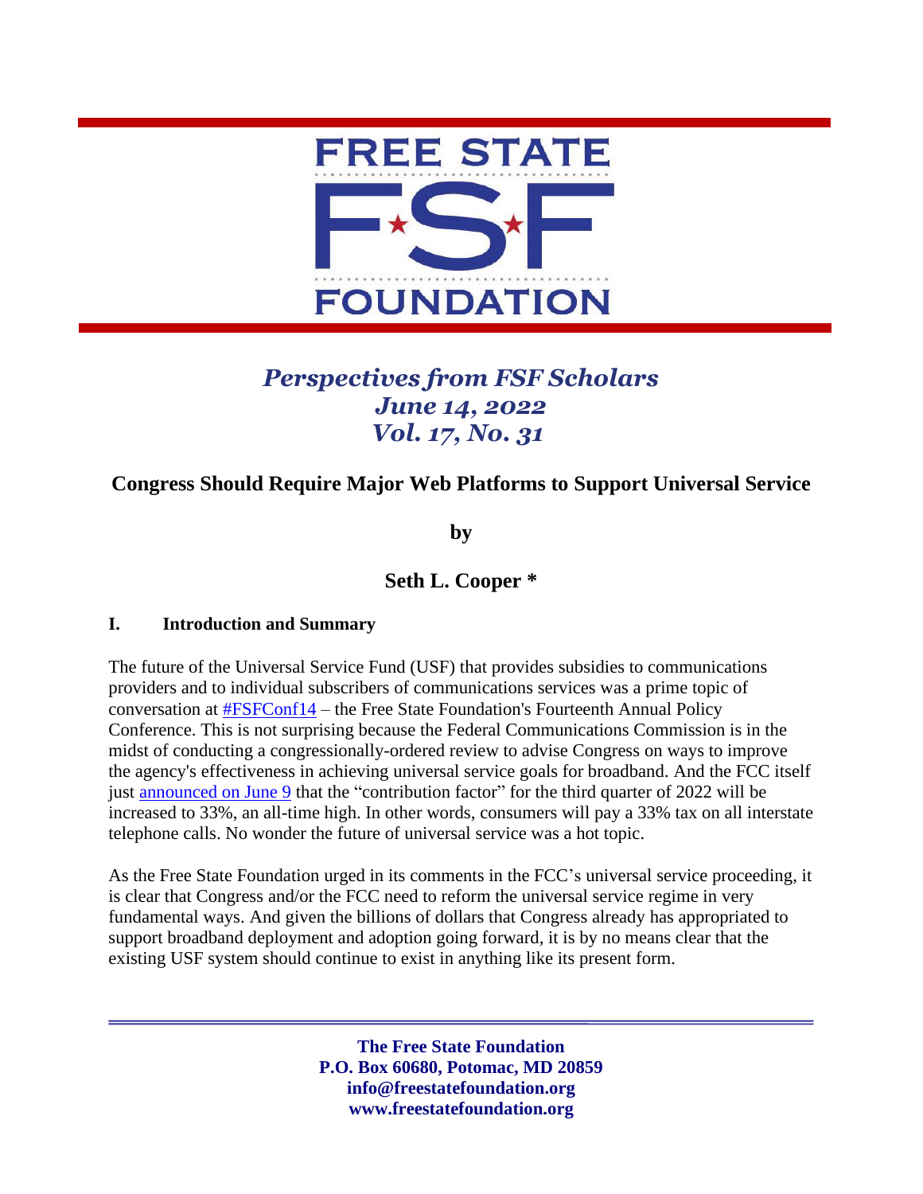FREE STATE FSF FOUNDATION

*Perspectives from FSF Scholars*
*June 14, 2022*
*Vol. 17, No. 31*

# Congress Should Require Major Web Platforms to Support Universal Service

**by**

**Seth L. Cooper ***

## I. Introduction and Summary

The future of the Universal Service Fund (USF) that provides subsidies to communications providers and to individual subscribers of communications services was a prime topic of conversation at #FSFConf14 – the Free State Foundation's Fourteenth Annual Policy Conference. This is not surprising because the Federal Communications Commission is in the midst of conducting a congressionally-ordered review to advise Congress on ways to improve the agency's effectiveness in achieving universal service goals for broadband. And the FCC itself just announced on June 9 that the "contribution factor" for the third quarter of 2022 will be increased to 33%, an all-time high. In other words, consumers will pay a 33% tax on all interstate telephone calls. No wonder the future of universal service was a hot topic.

As the Free State Foundation urged in its comments in the FCC's universal service proceeding, it is clear that Congress and/or the FCC need to reform the universal service regime in very fundamental ways. And given the billions of dollars that Congress already has appropriated to support broadband deployment and adoption going forward, it is by no means clear that the existing USF system should continue to exist in anything like its present form.

**The Free State Foundation**
**P.O. Box 60680, Potomac, MD 20859**
**info@freestatefoundation.org**
**www.freestatefoundation.org**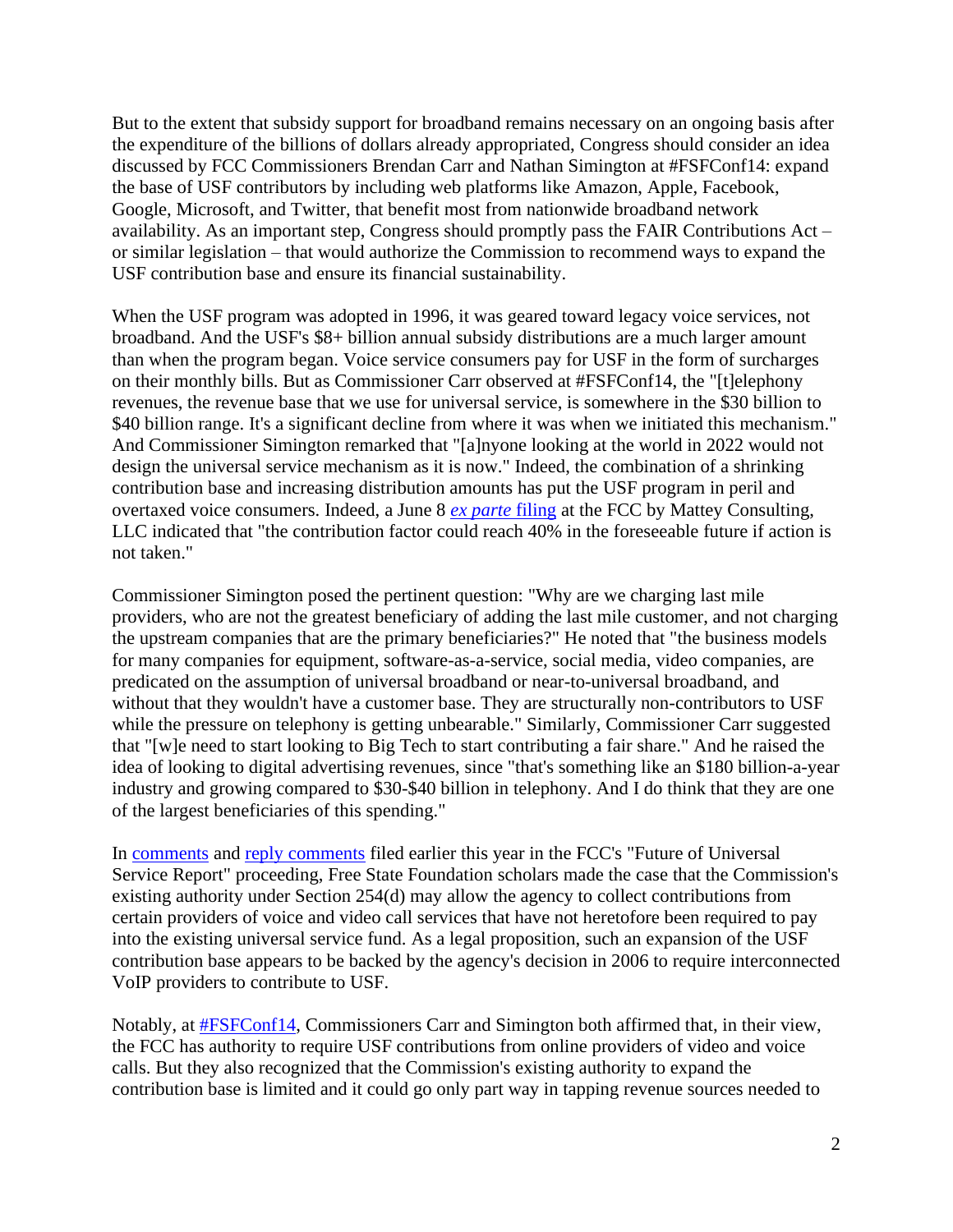But to the extent that subsidy support for broadband remains necessary on an ongoing basis after the expenditure of the billions of dollars already appropriated, Congress should consider an idea discussed by FCC Commissioners Brendan Carr and Nathan Simington at #FSFConf14: expand the base of USF contributors by including web platforms like Amazon, Apple, Facebook, Google, Microsoft, and Twitter, that benefit most from nationwide broadband network availability. As an important step, Congress should promptly pass the FAIR Contributions Act – or similar legislation – that would authorize the Commission to recommend ways to expand the USF contribution base and ensure its financial sustainability.

When the USF program was adopted in 1996, it was geared toward legacy voice services, not broadband. And the USF's $8+ billion annual subsidy distributions are a much larger amount than when the program began. Voice service consumers pay for USF in the form of surcharges on their monthly bills. But as Commissioner Carr observed at #FSFConf14, the "[t]elephony revenues, the revenue base that we use for universal service, is somewhere in the $30 billion to $40 billion range. It's a significant decline from where it was when we initiated this mechanism." And Commissioner Simington remarked that "[a]nyone looking at the world in 2022 would not design the universal service mechanism as it is now." Indeed, the combination of a shrinking contribution base and increasing distribution amounts has put the USF program in peril and overtaxed voice consumers. Indeed, a June 8 [*ex parte* filing] at the FCC by Mattey Consulting, LLC indicated that "the contribution factor could reach 40% in the foreseeable future if action is not taken."

Commissioner Simington posed the pertinent question: "Why are we charging last mile providers, who are not the greatest beneficiary of adding the last mile customer, and not charging the upstream companies that are the primary beneficiaries?" He noted that "the business models for many companies for equipment, software-as-a-service, social media, video companies, are predicated on the assumption of universal broadband or near-to-universal broadband, and without that they wouldn't have a customer base. They are structurally non-contributors to USF while the pressure on telephony is getting unbearable." Similarly, Commissioner Carr suggested that "[w]e need to start looking to Big Tech to start contributing a fair share." And he raised the idea of looking to digital advertising revenues, since "that's something like an $180 billion-a-year industry and growing compared to $30-$40 billion in telephony. And I do think that they are one of the largest beneficiaries of this spending."

In [comments] and [reply comments] filed earlier this year in the FCC's "Future of Universal Service Report" proceeding, Free State Foundation scholars made the case that the Commission's existing authority under Section 254(d) may allow the agency to collect contributions from certain providers of voice and video call services that have not heretofore been required to pay into the existing universal service fund. As a legal proposition, such an expansion of the USF contribution base appears to be backed by the agency's decision in 2006 to require interconnected VoIP providers to contribute to USF.

Notably, at [#FSFConf14], Commissioners Carr and Simington both affirmed that, in their view, the FCC has authority to require USF contributions from online providers of video and voice calls. But they also recognized that the Commission's existing authority to expand the contribution base is limited and it could go only part way in tapping revenue sources needed to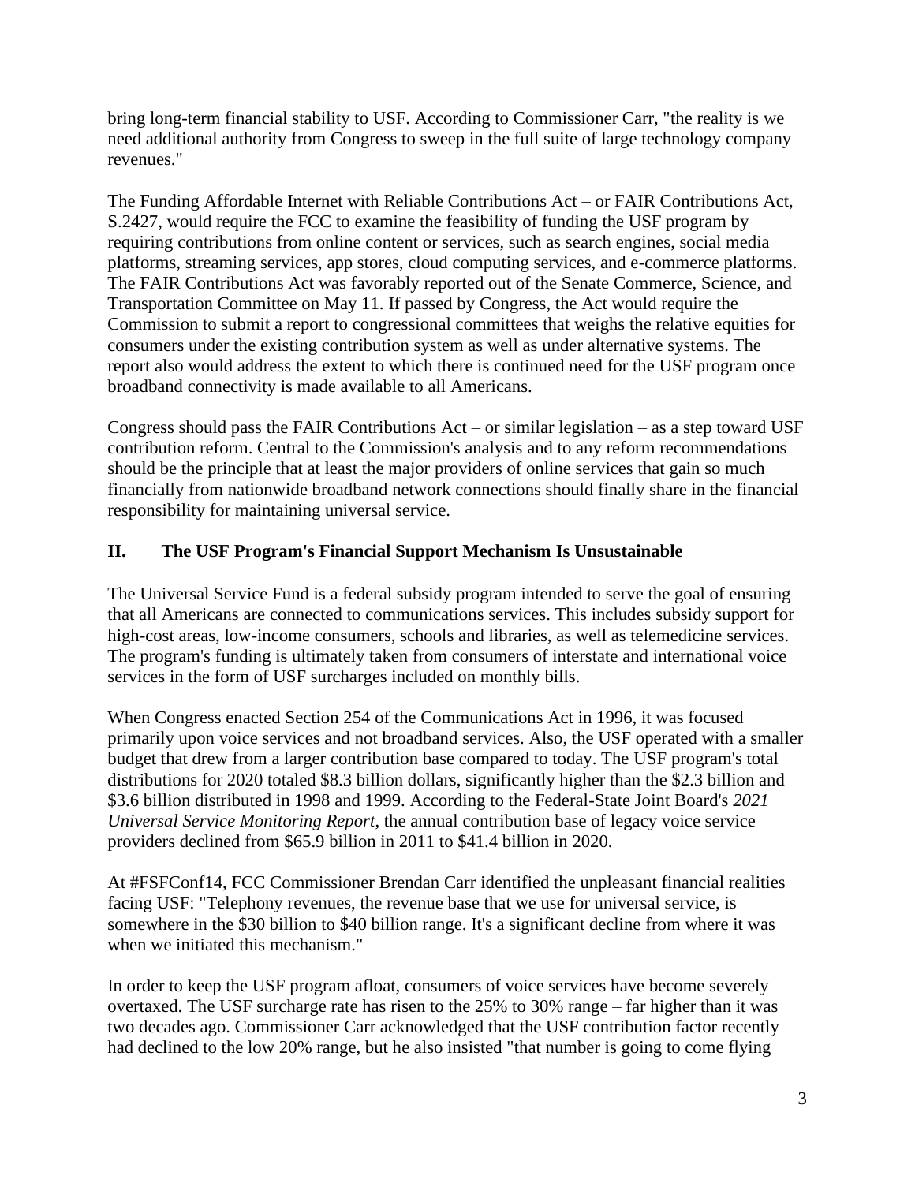bring long-term financial stability to USF. According to Commissioner Carr, "the reality is we need additional authority from Congress to sweep in the full suite of large technology company revenues."

The Funding Affordable Internet with Reliable Contributions Act – or FAIR Contributions Act, S.2427, would require the FCC to examine the feasibility of funding the USF program by requiring contributions from online content or services, such as search engines, social media platforms, streaming services, app stores, cloud computing services, and e-commerce platforms. The FAIR Contributions Act was favorably reported out of the Senate Commerce, Science, and Transportation Committee on May 11. If passed by Congress, the Act would require the Commission to submit a report to congressional committees that weighs the relative equities for consumers under the existing contribution system as well as under alternative systems. The report also would address the extent to which there is continued need for the USF program once broadband connectivity is made available to all Americans.

Congress should pass the FAIR Contributions Act – or similar legislation – as a step toward USF contribution reform. Central to the Commission's analysis and to any reform recommendations should be the principle that at least the major providers of online services that gain so much financially from nationwide broadband network connections should finally share in the financial responsibility for maintaining universal service.

## II. The USF Program's Financial Support Mechanism Is Unsustainable

The Universal Service Fund is a federal subsidy program intended to serve the goal of ensuring that all Americans are connected to communications services. This includes subsidy support for high-cost areas, low-income consumers, schools and libraries, as well as telemedicine services. The program's funding is ultimately taken from consumers of interstate and international voice services in the form of USF surcharges included on monthly bills.

When Congress enacted Section 254 of the Communications Act in 1996, it was focused primarily upon voice services and not broadband services. Also, the USF operated with a smaller budget that drew from a larger contribution base compared to today. The USF program's total distributions for 2020 totaled $8.3 billion dollars, significantly higher than the $2.3 billion and $3.6 billion distributed in 1998 and 1999. According to the Federal-State Joint Board's *2021 Universal Service Monitoring Report*, the annual contribution base of legacy voice service providers declined from $65.9 billion in 2011 to $41.4 billion in 2020.

At #FSFConf14, FCC Commissioner Brendan Carr identified the unpleasant financial realities facing USF: "Telephony revenues, the revenue base that we use for universal service, is somewhere in the $30 billion to $40 billion range. It's a significant decline from where it was when we initiated this mechanism."

In order to keep the USF program afloat, consumers of voice services have become severely overtaxed. The USF surcharge rate has risen to the 25% to 30% range – far higher than it was two decades ago. Commissioner Carr acknowledged that the USF contribution factor recently had declined to the low 20% range, but he also insisted "that number is going to come flying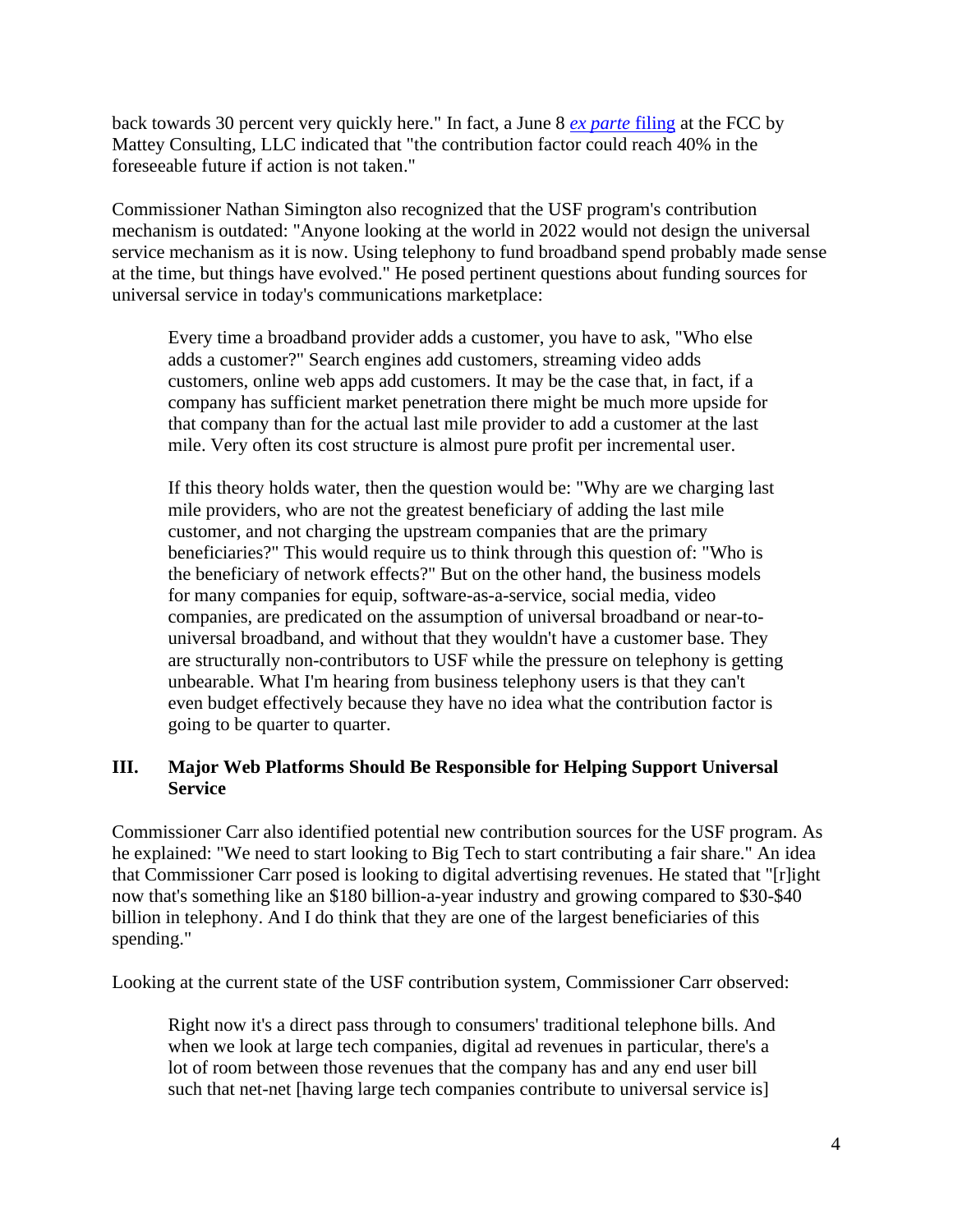back towards 30 percent very quickly here." In fact, a June 8 [*ex parte* filing] at the FCC by Mattey Consulting, LLC indicated that "the contribution factor could reach 40% in the foreseeable future if action is not taken."

Commissioner Nathan Simington also recognized that the USF program's contribution mechanism is outdated: "Anyone looking at the world in 2022 would not design the universal service mechanism as it is now. Using telephony to fund broadband spend probably made sense at the time, but things have evolved." He posed pertinent questions about funding sources for universal service in today's communications marketplace:

> Every time a broadband provider adds a customer, you have to ask, "Who else adds a customer?" Search engines add customers, streaming video adds customers, online web apps add customers. It may be the case that, in fact, if a company has sufficient market penetration there might be much more upside for that company than for the actual last mile provider to add a customer at the last mile. Very often its cost structure is almost pure profit per incremental user.
>
> If this theory holds water, then the question would be: "Why are we charging last mile providers, who are not the greatest beneficiary of adding the last mile customer, and not charging the upstream companies that are the primary beneficiaries?" This would require us to think through this question of: "Who is the beneficiary of network effects?" But on the other hand, the business models for many companies for equip, software-as-a-service, social media, video companies, are predicated on the assumption of universal broadband or near-to-universal broadband, and without that they wouldn't have a customer base. They are structurally non-contributors to USF while the pressure on telephony is getting unbearable. What I'm hearing from business telephony users is that they can't even budget effectively because they have no idea what the contribution factor is going to be quarter to quarter.

## III. Major Web Platforms Should Be Responsible for Helping Support Universal Service

Commissioner Carr also identified potential new contribution sources for the USF program. As he explained: "We need to start looking to Big Tech to start contributing a fair share." An idea that Commissioner Carr posed is looking to digital advertising revenues. He stated that "[r]ight now that's something like an $180 billion-a-year industry and growing compared to $30-$40 billion in telephony. And I do think that they are one of the largest beneficiaries of this spending."

Looking at the current state of the USF contribution system, Commissioner Carr observed:

> Right now it's a direct pass through to consumers' traditional telephone bills. And when we look at large tech companies, digital ad revenues in particular, there's a lot of room between those revenues that the company has and any end user bill such that net-net [having large tech companies contribute to universal service is]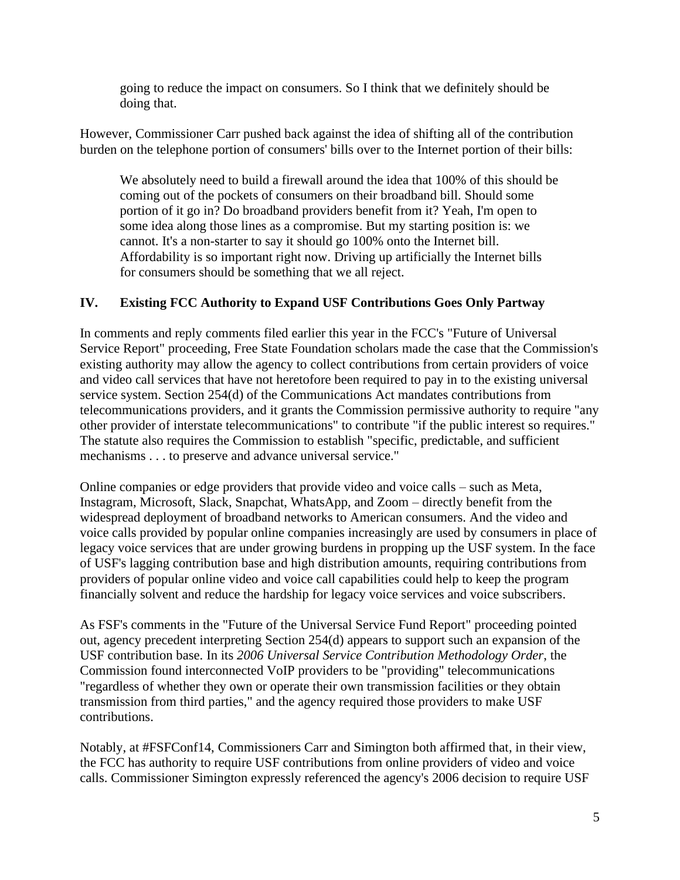> going to reduce the impact on consumers. So I think that we definitely should be doing that.

However, Commissioner Carr pushed back against the idea of shifting all of the contribution burden on the telephone portion of consumers' bills over to the Internet portion of their bills:

> We absolutely need to build a firewall around the idea that 100% of this should be coming out of the pockets of consumers on their broadband bill. Should some portion of it go in? Do broadband providers benefit from it? Yeah, I'm open to some idea along those lines as a compromise. But my starting position is: we cannot. It's a non-starter to say it should go 100% onto the Internet bill. Affordability is so important right now. Driving up artificially the Internet bills for consumers should be something that we all reject.

## IV. Existing FCC Authority to Expand USF Contributions Goes Only Partway

In comments and reply comments filed earlier this year in the FCC's "Future of Universal Service Report" proceeding, Free State Foundation scholars made the case that the Commission's existing authority may allow the agency to collect contributions from certain providers of voice and video call services that have not heretofore been required to pay in to the existing universal service system. Section 254(d) of the Communications Act mandates contributions from telecommunications providers, and it grants the Commission permissive authority to require "any other provider of interstate telecommunications" to contribute "if the public interest so requires." The statute also requires the Commission to establish "specific, predictable, and sufficient mechanisms . . . to preserve and advance universal service."

Online companies or edge providers that provide video and voice calls – such as Meta, Instagram, Microsoft, Slack, Snapchat, WhatsApp, and Zoom – directly benefit from the widespread deployment of broadband networks to American consumers. And the video and voice calls provided by popular online companies increasingly are used by consumers in place of legacy voice services that are under growing burdens in propping up the USF system. In the face of USF's lagging contribution base and high distribution amounts, requiring contributions from providers of popular online video and voice call capabilities could help to keep the program financially solvent and reduce the hardship for legacy voice services and voice subscribers.

As FSF's comments in the "Future of the Universal Service Fund Report" proceeding pointed out, agency precedent interpreting Section 254(d) appears to support such an expansion of the USF contribution base. In its *2006 Universal Service Contribution Methodology Order*, the Commission found interconnected VoIP providers to be "providing" telecommunications "regardless of whether they own or operate their own transmission facilities or they obtain transmission from third parties," and the agency required those providers to make USF contributions.

Notably, at #FSFConf14, Commissioners Carr and Simington both affirmed that, in their view, the FCC has authority to require USF contributions from online providers of video and voice calls. Commissioner Simington expressly referenced the agency's 2006 decision to require USF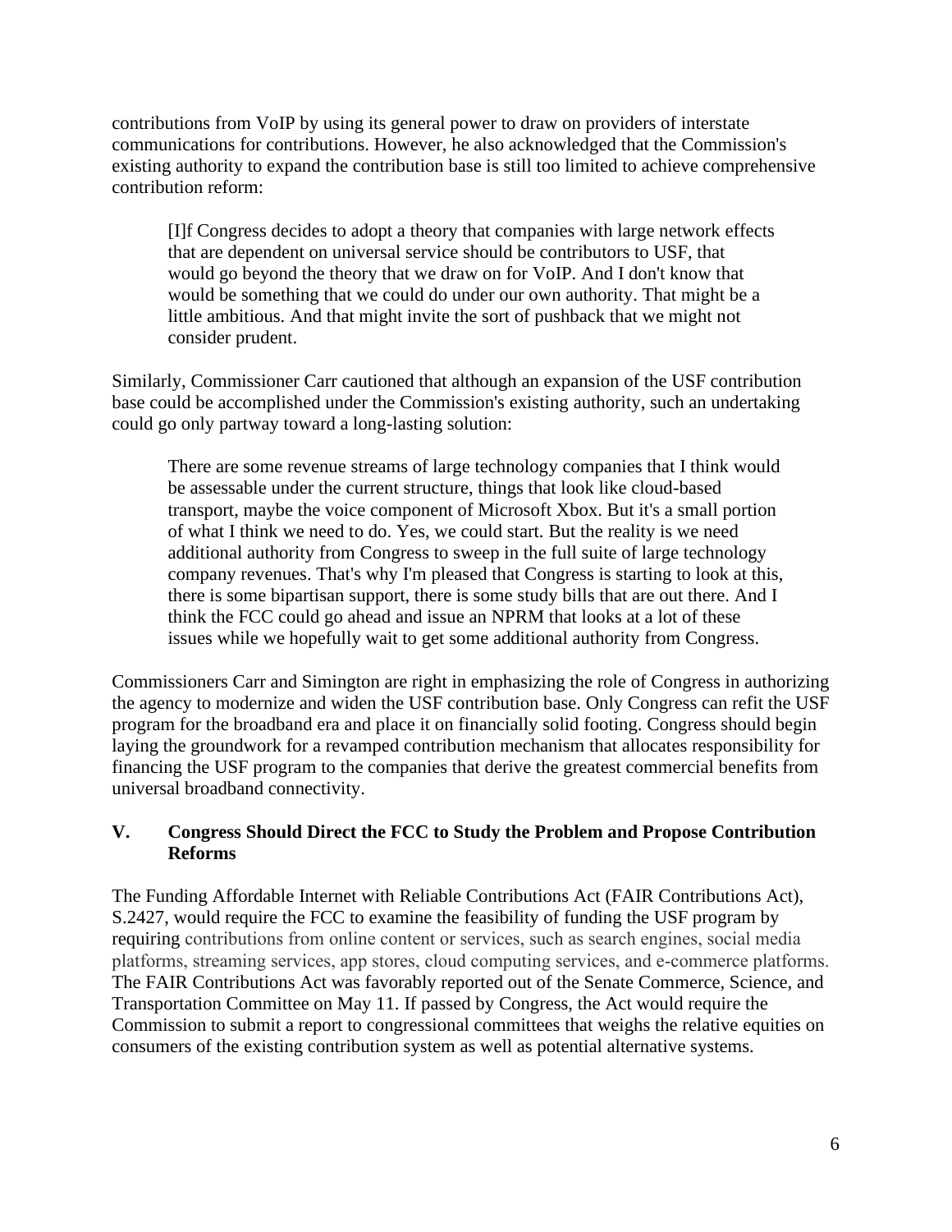contributions from VoIP by using its general power to draw on providers of interstate communications for contributions. However, he also acknowledged that the Commission's existing authority to expand the contribution base is still too limited to achieve comprehensive contribution reform:

> [I]f Congress decides to adopt a theory that companies with large network effects that are dependent on universal service should be contributors to USF, that would go beyond the theory that we draw on for VoIP. And I don't know that would be something that we could do under our own authority. That might be a little ambitious. And that might invite the sort of pushback that we might not consider prudent.

Similarly, Commissioner Carr cautioned that although an expansion of the USF contribution base could be accomplished under the Commission's existing authority, such an undertaking could go only partway toward a long-lasting solution:

> There are some revenue streams of large technology companies that I think would be assessable under the current structure, things that look like cloud-based transport, maybe the voice component of Microsoft Xbox. But it's a small portion of what I think we need to do. Yes, we could start. But the reality is we need additional authority from Congress to sweep in the full suite of large technology company revenues. That's why I'm pleased that Congress is starting to look at this, there is some bipartisan support, there is some study bills that are out there. And I think the FCC could go ahead and issue an NPRM that looks at a lot of these issues while we hopefully wait to get some additional authority from Congress.

Commissioners Carr and Simington are right in emphasizing the role of Congress in authorizing the agency to modernize and widen the USF contribution base. Only Congress can refit the USF program for the broadband era and place it on financially solid footing. Congress should begin laying the groundwork for a revamped contribution mechanism that allocates responsibility for financing the USF program to the companies that derive the greatest commercial benefits from universal broadband connectivity.

## V. Congress Should Direct the FCC to Study the Problem and Propose Contribution Reforms

The Funding Affordable Internet with Reliable Contributions Act (FAIR Contributions Act), S.2427, would require the FCC to examine the feasibility of funding the USF program by requiring contributions from online content or services, such as search engines, social media platforms, streaming services, app stores, cloud computing services, and e-commerce platforms. The FAIR Contributions Act was favorably reported out of the Senate Commerce, Science, and Transportation Committee on May 11. If passed by Congress, the Act would require the Commission to submit a report to congressional committees that weighs the relative equities on consumers of the existing contribution system as well as potential alternative systems.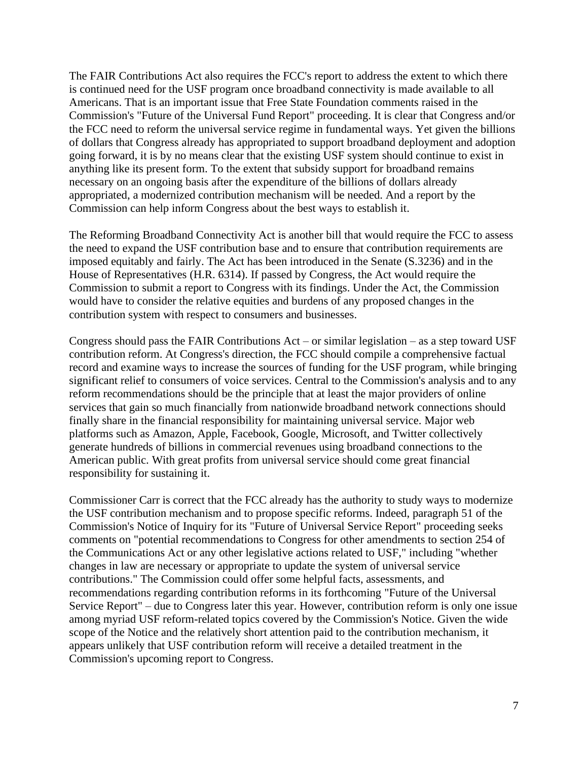The FAIR Contributions Act also requires the FCC's report to address the extent to which there is continued need for the USF program once broadband connectivity is made available to all Americans. That is an important issue that Free State Foundation comments raised in the Commission's "Future of the Universal Fund Report" proceeding. It is clear that Congress and/or the FCC need to reform the universal service regime in fundamental ways. Yet given the billions of dollars that Congress already has appropriated to support broadband deployment and adoption going forward, it is by no means clear that the existing USF system should continue to exist in anything like its present form. To the extent that subsidy support for broadband remains necessary on an ongoing basis after the expenditure of the billions of dollars already appropriated, a modernized contribution mechanism will be needed. And a report by the Commission can help inform Congress about the best ways to establish it.

The Reforming Broadband Connectivity Act is another bill that would require the FCC to assess the need to expand the USF contribution base and to ensure that contribution requirements are imposed equitably and fairly. The Act has been introduced in the Senate (S.3236) and in the House of Representatives (H.R. 6314). If passed by Congress, the Act would require the Commission to submit a report to Congress with its findings. Under the Act, the Commission would have to consider the relative equities and burdens of any proposed changes in the contribution system with respect to consumers and businesses.

Congress should pass the FAIR Contributions Act – or similar legislation – as a step toward USF contribution reform. At Congress's direction, the FCC should compile a comprehensive factual record and examine ways to increase the sources of funding for the USF program, while bringing significant relief to consumers of voice services. Central to the Commission's analysis and to any reform recommendations should be the principle that at least the major providers of online services that gain so much financially from nationwide broadband network connections should finally share in the financial responsibility for maintaining universal service. Major web platforms such as Amazon, Apple, Facebook, Google, Microsoft, and Twitter collectively generate hundreds of billions in commercial revenues using broadband connections to the American public. With great profits from universal service should come great financial responsibility for sustaining it.

Commissioner Carr is correct that the FCC already has the authority to study ways to modernize the USF contribution mechanism and to propose specific reforms. Indeed, paragraph 51 of the Commission's Notice of Inquiry for its "Future of Universal Service Report" proceeding seeks comments on "potential recommendations to Congress for other amendments to section 254 of the Communications Act or any other legislative actions related to USF," including "whether changes in law are necessary or appropriate to update the system of universal service contributions." The Commission could offer some helpful facts, assessments, and recommendations regarding contribution reforms in its forthcoming "Future of the Universal Service Report" – due to Congress later this year. However, contribution reform is only one issue among myriad USF reform-related topics covered by the Commission's Notice. Given the wide scope of the Notice and the relatively short attention paid to the contribution mechanism, it appears unlikely that USF contribution reform will receive a detailed treatment in the Commission's upcoming report to Congress.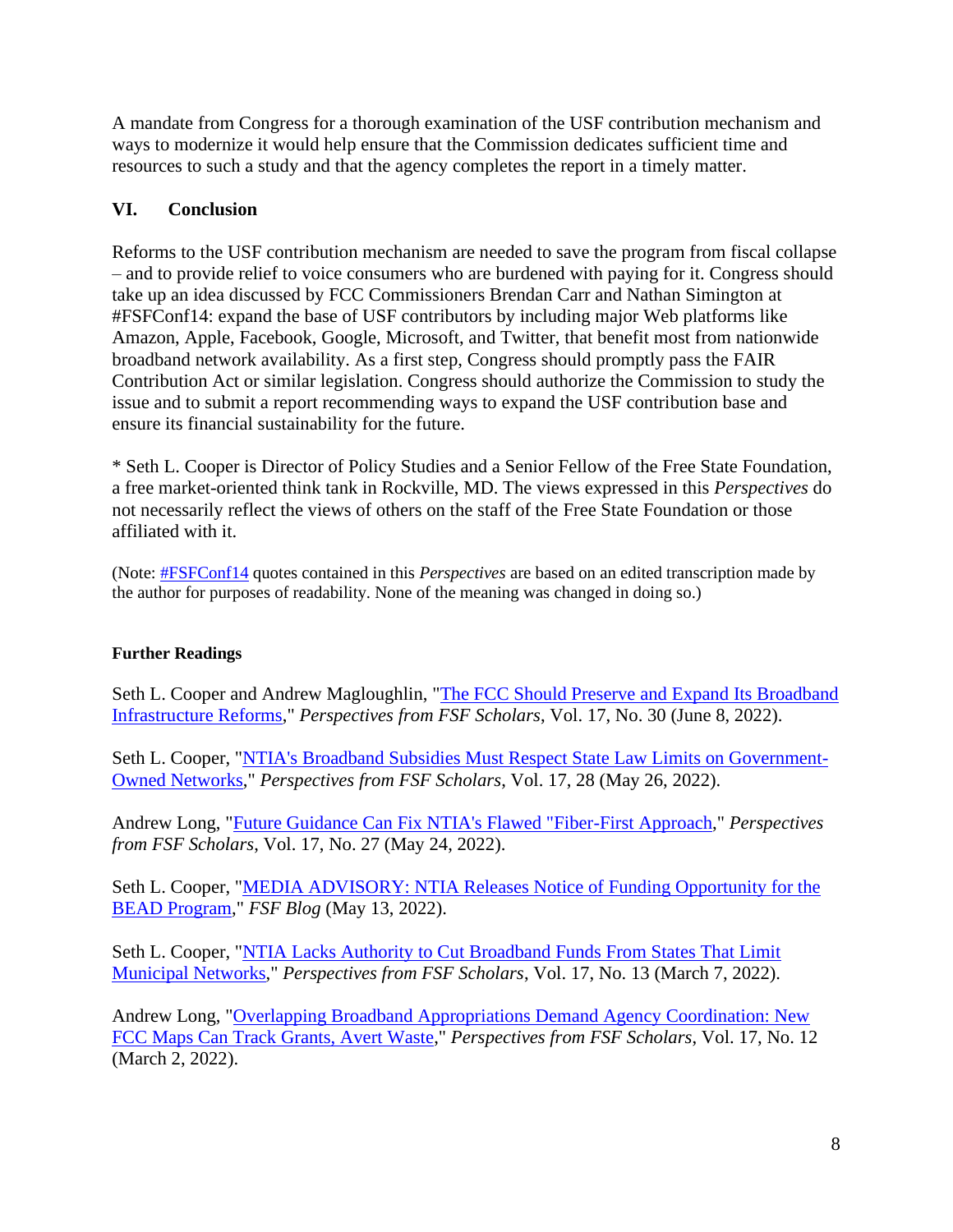A mandate from Congress for a thorough examination of the USF contribution mechanism and ways to modernize it would help ensure that the Commission dedicates sufficient time and resources to such a study and that the agency completes the report in a timely matter.

## VI. Conclusion

Reforms to the USF contribution mechanism are needed to save the program from fiscal collapse – and to provide relief to voice consumers who are burdened with paying for it. Congress should take up an idea discussed by FCC Commissioners Brendan Carr and Nathan Simington at #FSFConf14: expand the base of USF contributors by including major Web platforms like Amazon, Apple, Facebook, Google, Microsoft, and Twitter, that benefit most from nationwide broadband network availability. As a first step, Congress should promptly pass the FAIR Contribution Act or similar legislation. Congress should authorize the Commission to study the issue and to submit a report recommending ways to expand the USF contribution base and ensure its financial sustainability for the future.

* Seth L. Cooper is Director of Policy Studies and a Senior Fellow of the Free State Foundation, a free market-oriented think tank in Rockville, MD. The views expressed in this *Perspectives* do not necessarily reflect the views of others on the staff of the Free State Foundation or those affiliated with it.

(Note: #FSFConf14 quotes contained in this *Perspectives* are based on an edited transcription made by the author for purposes of readability. None of the meaning was changed in doing so.)

**Further Readings**

Seth L. Cooper and Andrew Magloughlin, "The FCC Should Preserve and Expand Its Broadband Infrastructure Reforms," *Perspectives from FSF Scholars*, Vol. 17, No. 30 (June 8, 2022).

Seth L. Cooper, "NTIA's Broadband Subsidies Must Respect State Law Limits on Government-Owned Networks," *Perspectives from FSF Scholars*, Vol. 17, 28 (May 26, 2022).

Andrew Long, "Future Guidance Can Fix NTIA's Flawed "Fiber-First Approach," *Perspectives from FSF Scholars*, Vol. 17, No. 27 (May 24, 2022).

Seth L. Cooper, "MEDIA ADVISORY: NTIA Releases Notice of Funding Opportunity for the BEAD Program," *FSF Blog* (May 13, 2022).

Seth L. Cooper, "NTIA Lacks Authority to Cut Broadband Funds From States That Limit Municipal Networks," *Perspectives from FSF Scholars*, Vol. 17, No. 13 (March 7, 2022).

Andrew Long, "Overlapping Broadband Appropriations Demand Agency Coordination: New FCC Maps Can Track Grants, Avert Waste," *Perspectives from FSF Scholars*, Vol. 17, No. 12 (March 2, 2022).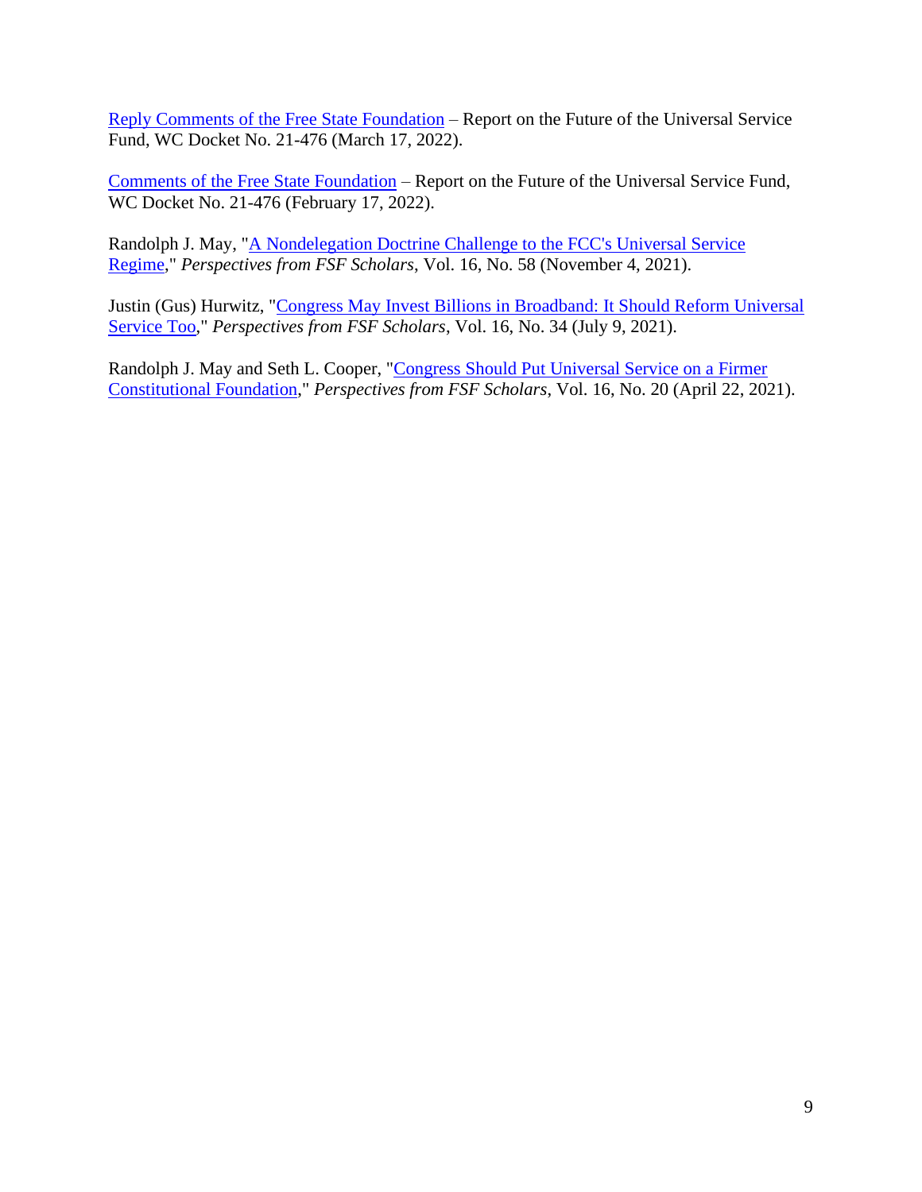Reply Comments of the Free State Foundation – Report on the Future of the Universal Service Fund, WC Docket No. 21-476 (March 17, 2022).

Comments of the Free State Foundation – Report on the Future of the Universal Service Fund, WC Docket No. 21-476 (February 17, 2022).

Randolph J. May, "A Nondelegation Doctrine Challenge to the FCC's Universal Service Regime," *Perspectives from FSF Scholars*, Vol. 16, No. 58 (November 4, 2021).

Justin (Gus) Hurwitz, "Congress May Invest Billions in Broadband: It Should Reform Universal Service Too," *Perspectives from FSF Scholars*, Vol. 16, No. 34 (July 9, 2021).

Randolph J. May and Seth L. Cooper, "Congress Should Put Universal Service on a Firmer Constitutional Foundation," *Perspectives from FSF Scholars*, Vol. 16, No. 20 (April 22, 2021).